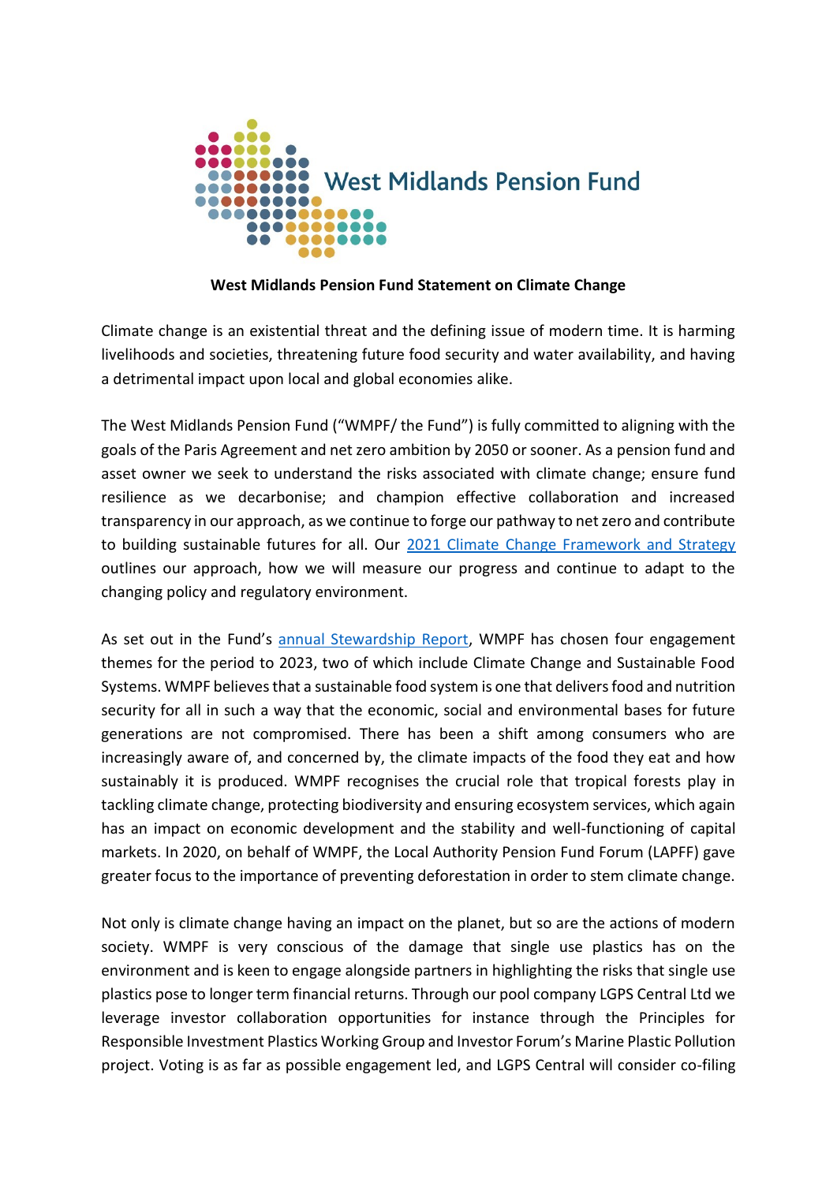West Midlands Pension Fund

**West Midlands Pension Fund Statement on Climate Change**

Climate change is an existential threat and the defining issue of modern time. It is harming livelihoods and societies, threatening future food security and water availability, and having a detrimental impact upon local and global economies alike.

The West Midlands Pension Fund ("WMPF/ the Fund") is fully committed to aligning with the goals of the Paris Agreement and net zero ambition by 2050 or sooner. As a pension fund and asset owner we seek to understand the risks associated with climate change; ensure fund resilience as we decarbonise; and champion effective collaboration and increased transparency in our approach, as we continue to forge our pathway to net zero and contribute to building sustainable futures for all. Our 2021 Climate Change Framework and Strategy outlines our approach, how we will measure our progress and continue to adapt to the changing policy and regulatory environment.

As set out in the Fund's annual Stewardship Report, WMPF has chosen four engagement themes for the period to 2023, two of which include Climate Change and Sustainable Food Systems. WMPF believes that a sustainable food system is one that delivers food and nutrition security for all in such a way that the economic, social and environmental bases for future generations are not compromised. There has been a shift among consumers who are increasingly aware of, and concerned by, the climate impacts of the food they eat and how sustainably it is produced. WMPF recognises the crucial role that tropical forests play in tackling climate change, protecting biodiversity and ensuring ecosystem services, which again has an impact on economic development and the stability and well-functioning of capital markets. In 2020, on behalf of WMPF, the Local Authority Pension Fund Forum (LAPFF) gave greater focus to the importance of preventing deforestation in order to stem climate change.

Not only is climate change having an impact on the planet, but so are the actions of modern society. WMPF is very conscious of the damage that single use plastics has on the environment and is keen to engage alongside partners in highlighting the risks that single use plastics pose to longer term financial returns. Through our pool company LGPS Central Ltd we leverage investor collaboration opportunities for instance through the Principles for Responsible Investment Plastics Working Group and Investor Forum's Marine Plastic Pollution project. Voting is as far as possible engagement led, and LGPS Central will consider co-filing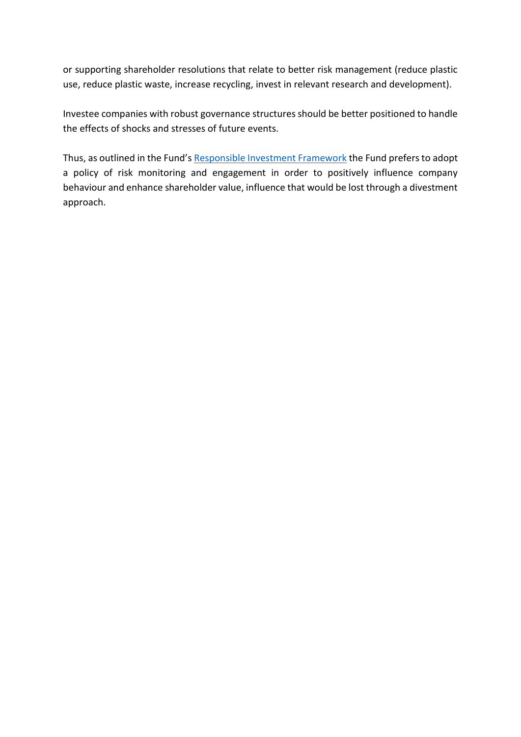or supporting shareholder resolutions that relate to better risk management (reduce plastic use, reduce plastic waste, increase recycling, invest in relevant research and development).

Investee companies with robust governance structures should be better positioned to handle the effects of shocks and stresses of future events.

Thus, as outlined in the Fund's [Responsible Investment Framework]() the Fund prefers to adopt a policy of risk monitoring and engagement in order to positively influence company behaviour and enhance shareholder value, influence that would be lost through a divestment approach.